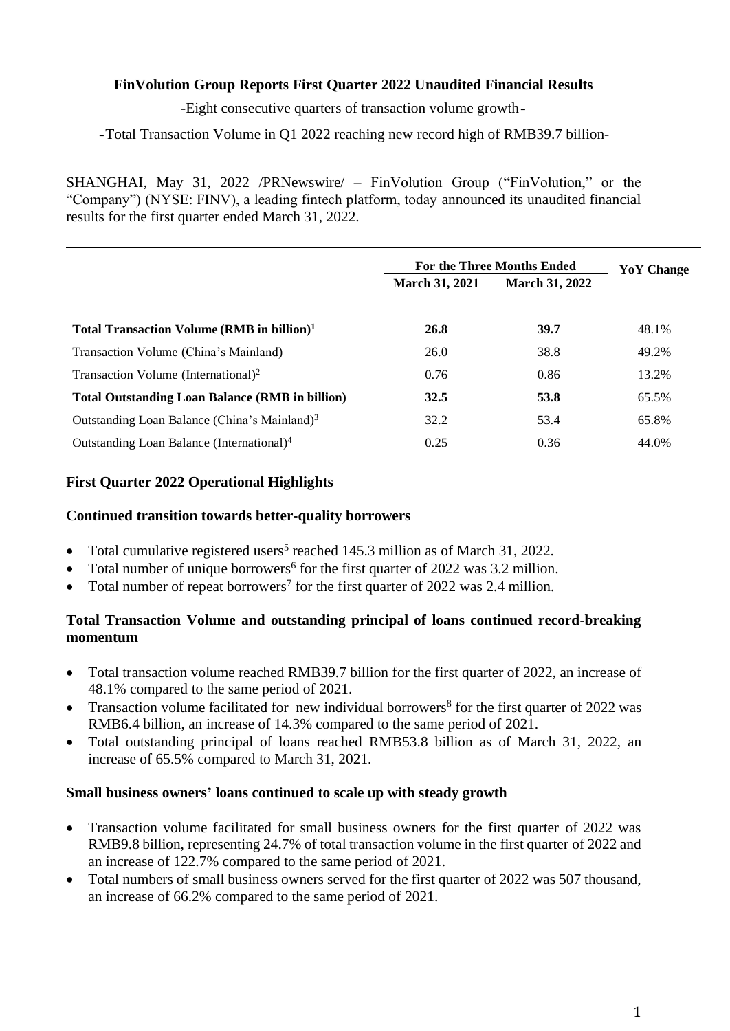# FinVolution Group Reports First Quarter 2022 Unaudited Financial Results

-Eight consecutive quarters of transaction volume growth-

-Total Transaction Volume in Q1 2022 reaching new record high of RMB39.7 billion-

SHANGHAI, May 31, 2022 /PRNewswire/ – FinVolution Group ("FinVolution," or the "Company") (NYSE: FINV), a leading fintech platform, today announced its unaudited financial results for the first quarter ended March 31, 2022.

| | For the Three Months Ended | | YoY Change |
|---|---|---|---|
| | March 31, 2021 | March 31, 2022 | |
| **Total Transaction Volume (RMB in billion)**[1] | **26.8** | **39.7** | 48.1% |
| Transaction Volume (China's Mainland) | 26.0 | 38.8 | 49.2% |
| Transaction Volume (International)[2] | 0.76 | 0.86 | 13.2% |
| **Total Outstanding Loan Balance (RMB in billion)** | **32.5** | **53.8** | 65.5% |
| Outstanding Loan Balance (China's Mainland)[3] | 32.2 | 53.4 | 65.8% |
| Outstanding Loan Balance (International)[4] | 0.25 | 0.36 | 44.0% |

## First Quarter 2022 Operational Highlights

### Continued transition towards better-quality borrowers

- Total cumulative registered users[5] reached 145.3 million as of March 31, 2022.
- Total number of unique borrowers[6] for the first quarter of 2022 was 3.2 million.
- Total number of repeat borrowers[7] for the first quarter of 2022 was 2.4 million.

### Total Transaction Volume and outstanding principal of loans continued record-breaking momentum

- Total transaction volume reached RMB39.7 billion for the first quarter of 2022, an increase of 48.1% compared to the same period of 2021.
- Transaction volume facilitated for new individual borrowers[8] for the first quarter of 2022 was RMB6.4 billion, an increase of 14.3% compared to the same period of 2021.
- Total outstanding principal of loans reached RMB53.8 billion as of March 31, 2022, an increase of 65.5% compared to March 31, 2021.

### Small business owners' loans continued to scale up with steady growth

- Transaction volume facilitated for small business owners for the first quarter of 2022 was RMB9.8 billion, representing 24.7% of total transaction volume in the first quarter of 2022 and an increase of 122.7% compared to the same period of 2021.
- Total numbers of small business owners served for the first quarter of 2022 was 507 thousand, an increase of 66.2% compared to the same period of 2021.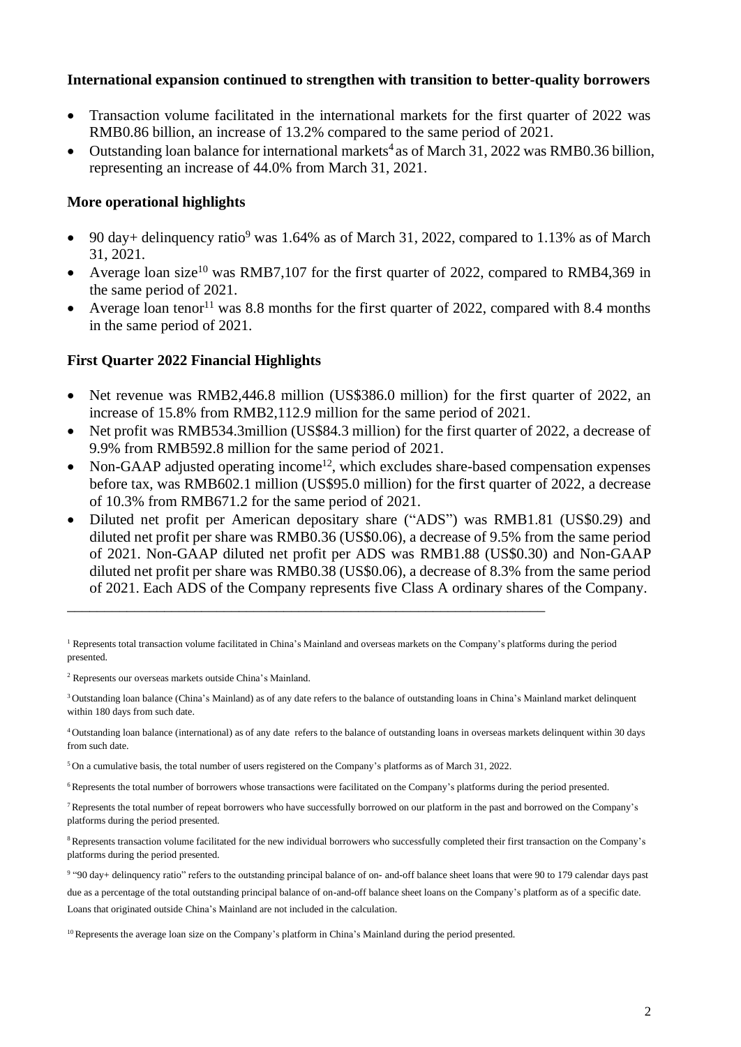**International expansion continued to strengthen with transition to better-quality borrowers**

- Transaction volume facilitated in the international markets for the first quarter of 2022 was RMB0.86 billion, an increase of 13.2% compared to the same period of 2021.
- Outstanding loan balance for international markets[4] as of March 31, 2022 was RMB0.36 billion, representing an increase of 44.0% from March 31, 2021.

**More operational highlights**

- 90 day+ delinquency ratio[9] was 1.64% as of March 31, 2022, compared to 1.13% as of March 31, 2021.
- Average loan size[10] was RMB7,107 for the first quarter of 2022, compared to RMB4,369 in the same period of 2021.
- Average loan tenor[11] was 8.8 months for the first quarter of 2022, compared with 8.4 months in the same period of 2021.

**First Quarter 2022 Financial Highlights**

- Net revenue was RMB2,446.8 million (US$386.0 million) for the first quarter of 2022, an increase of 15.8% from RMB2,112.9 million for the same period of 2021.
- Net profit was RMB534.3million (US$84.3 million) for the first quarter of 2022, a decrease of 9.9% from RMB592.8 million for the same period of 2021.
- Non-GAAP adjusted operating income[12], which excludes share-based compensation expenses before tax, was RMB602.1 million (US$95.0 million) for the first quarter of 2022, a decrease of 10.3% from RMB671.2 for the same period of 2021.
- Diluted net profit per American depositary share ("ADS") was RMB1.81 (US$0.29) and diluted net profit per share was RMB0.36 (US$0.06), a decrease of 9.5% from the same period of 2021. Non-GAAP diluted net profit per ADS was RMB1.88 (US$0.30) and Non-GAAP diluted net profit per share was RMB0.38 (US$0.06), a decrease of 8.3% from the same period of 2021. Each ADS of the Company represents five Class A ordinary shares of the Company.

---

[1] Represents total transaction volume facilitated in China's Mainland and overseas markets on the Company's platforms during the period presented.

[2] Represents our overseas markets outside China's Mainland.

[3] Outstanding loan balance (China's Mainland) as of any date refers to the balance of outstanding loans in China's Mainland market delinquent within 180 days from such date.

[4] Outstanding loan balance (international) as of any date refers to the balance of outstanding loans in overseas markets delinquent within 30 days from such date.

[5] On a cumulative basis, the total number of users registered on the Company's platforms as of March 31, 2022.

[6] Represents the total number of borrowers whose transactions were facilitated on the Company's platforms during the period presented.

[7] Represents the total number of repeat borrowers who have successfully borrowed on our platform in the past and borrowed on the Company's platforms during the period presented.

[8] Represents transaction volume facilitated for the new individual borrowers who successfully completed their first transaction on the Company's platforms during the period presented.

[9] "90 day+ delinquency ratio" refers to the outstanding principal balance of on- and-off balance sheet loans that were 90 to 179 calendar days past due as a percentage of the total outstanding principal balance of on-and-off balance sheet loans on the Company's platform as of a specific date. Loans that originated outside China's Mainland are not included in the calculation.

[10] Represents the average loan size on the Company's platform in China's Mainland during the period presented.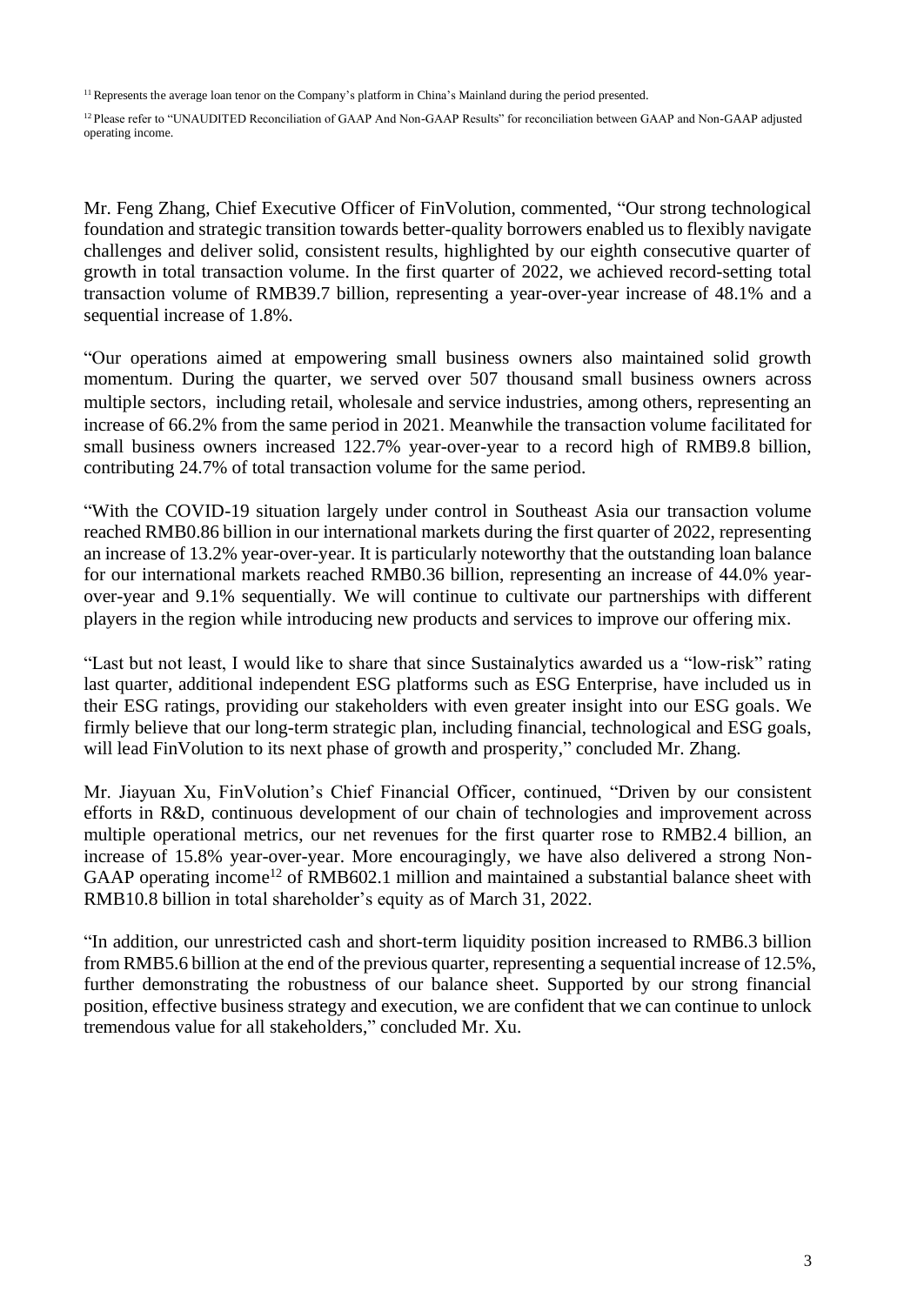[11] Represents the average loan tenor on the Company's platform in China's Mainland during the period presented.

[12] Please refer to "UNAUDITED Reconciliation of GAAP And Non-GAAP Results" for reconciliation between GAAP and Non-GAAP adjusted operating income.

Mr. Feng Zhang, Chief Executive Officer of FinVolution, commented, "Our strong technological foundation and strategic transition towards better-quality borrowers enabled us to flexibly navigate challenges and deliver solid, consistent results, highlighted by our eighth consecutive quarter of growth in total transaction volume. In the first quarter of 2022, we achieved record-setting total transaction volume of RMB39.7 billion, representing a year-over-year increase of 48.1% and a sequential increase of 1.8%.

"Our operations aimed at empowering small business owners also maintained solid growth momentum. During the quarter, we served over 507 thousand small business owners across multiple sectors, including retail, wholesale and service industries, among others, representing an increase of 66.2% from the same period in 2021. Meanwhile the transaction volume facilitated for small business owners increased 122.7% year-over-year to a record high of RMB9.8 billion, contributing 24.7% of total transaction volume for the same period.

"With the COVID-19 situation largely under control in Southeast Asia our transaction volume reached RMB0.86 billion in our international markets during the first quarter of 2022, representing an increase of 13.2% year-over-year. It is particularly noteworthy that the outstanding loan balance for our international markets reached RMB0.36 billion, representing an increase of 44.0% year-over-year and 9.1% sequentially. We will continue to cultivate our partnerships with different players in the region while introducing new products and services to improve our offering mix.

"Last but not least, I would like to share that since Sustainalytics awarded us a "low-risk" rating last quarter, additional independent ESG platforms such as ESG Enterprise, have included us in their ESG ratings, providing our stakeholders with even greater insight into our ESG goals. We firmly believe that our long-term strategic plan, including financial, technological and ESG goals, will lead FinVolution to its next phase of growth and prosperity," concluded Mr. Zhang.

Mr. Jiayuan Xu, FinVolution's Chief Financial Officer, continued, "Driven by our consistent efforts in R&D, continuous development of our chain of technologies and improvement across multiple operational metrics, our net revenues for the first quarter rose to RMB2.4 billion, an increase of 15.8% year-over-year. More encouragingly, we have also delivered a strong Non-GAAP operating income[12] of RMB602.1 million and maintained a substantial balance sheet with RMB10.8 billion in total shareholder's equity as of March 31, 2022.

"In addition, our unrestricted cash and short-term liquidity position increased to RMB6.3 billion from RMB5.6 billion at the end of the previous quarter, representing a sequential increase of 12.5%, further demonstrating the robustness of our balance sheet. Supported by our strong financial position, effective business strategy and execution, we are confident that we can continue to unlock tremendous value for all stakeholders," concluded Mr. Xu.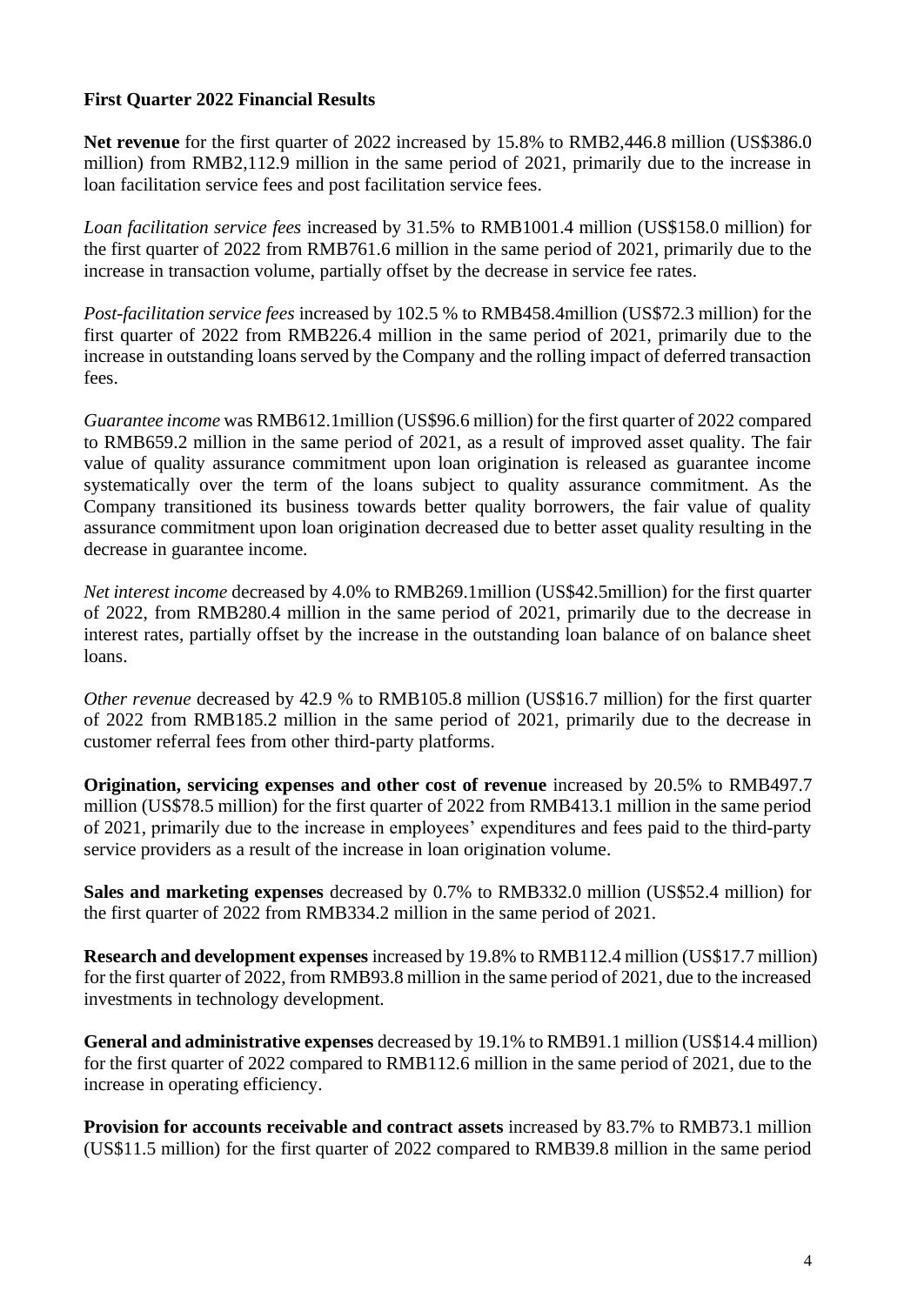**First Quarter 2022 Financial Results**

**Net revenue** for the first quarter of 2022 increased by 15.8% to RMB2,446.8 million (US$386.0 million) from RMB2,112.9 million in the same period of 2021, primarily due to the increase in loan facilitation service fees and post facilitation service fees.

*Loan facilitation service fees* increased by 31.5% to RMB1001.4 million (US$158.0 million) for the first quarter of 2022 from RMB761.6 million in the same period of 2021, primarily due to the increase in transaction volume, partially offset by the decrease in service fee rates.

*Post-facilitation service fees* increased by 102.5 % to RMB458.4million (US$72.3 million) for the first quarter of 2022 from RMB226.4 million in the same period of 2021, primarily due to the increase in outstanding loans served by the Company and the rolling impact of deferred transaction fees.

*Guarantee income* was RMB612.1million (US$96.6 million) for the first quarter of 2022 compared to RMB659.2 million in the same period of 2021, as a result of improved asset quality. The fair value of quality assurance commitment upon loan origination is released as guarantee income systematically over the term of the loans subject to quality assurance commitment. As the Company transitioned its business towards better quality borrowers, the fair value of quality assurance commitment upon loan origination decreased due to better asset quality resulting in the decrease in guarantee income.

*Net interest income* decreased by 4.0% to RMB269.1million (US$42.5million) for the first quarter of 2022, from RMB280.4 million in the same period of 2021, primarily due to the decrease in interest rates, partially offset by the increase in the outstanding loan balance of on balance sheet loans.

*Other revenue* decreased by 42.9 % to RMB105.8 million (US$16.7 million) for the first quarter of 2022 from RMB185.2 million in the same period of 2021, primarily due to the decrease in customer referral fees from other third-party platforms.

**Origination, servicing expenses and other cost of revenue** increased by 20.5% to RMB497.7 million (US$78.5 million) for the first quarter of 2022 from RMB413.1 million in the same period of 2021, primarily due to the increase in employees' expenditures and fees paid to the third-party service providers as a result of the increase in loan origination volume.

**Sales and marketing expenses** decreased by 0.7% to RMB332.0 million (US$52.4 million) for the first quarter of 2022 from RMB334.2 million in the same period of 2021.

**Research and development expenses** increased by 19.8% to RMB112.4 million (US$17.7 million) for the first quarter of 2022, from RMB93.8 million in the same period of 2021, due to the increased investments in technology development.

**General and administrative expenses** decreased by 19.1% to RMB91.1 million (US$14.4 million) for the first quarter of 2022 compared to RMB112.6 million in the same period of 2021, due to the increase in operating efficiency.

**Provision for accounts receivable and contract assets** increased by 83.7% to RMB73.1 million (US$11.5 million) for the first quarter of 2022 compared to RMB39.8 million in the same period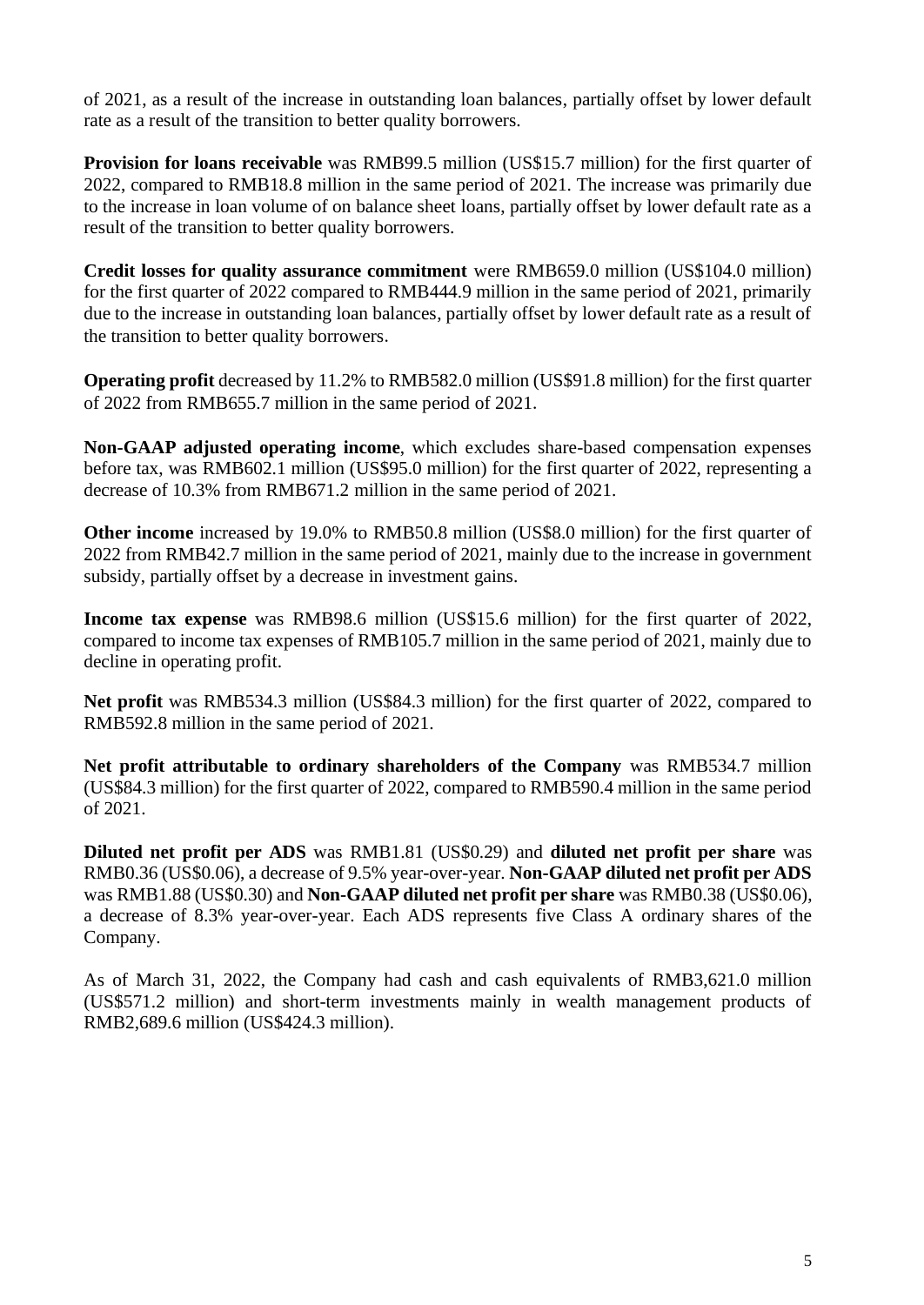of 2021, as a result of the increase in outstanding loan balances, partially offset by lower default rate as a result of the transition to better quality borrowers.

**Provision for loans receivable** was RMB99.5 million (US$15.7 million) for the first quarter of 2022, compared to RMB18.8 million in the same period of 2021. The increase was primarily due to the increase in loan volume of on balance sheet loans, partially offset by lower default rate as a result of the transition to better quality borrowers.

**Credit losses for quality assurance commitment** were RMB659.0 million (US$104.0 million) for the first quarter of 2022 compared to RMB444.9 million in the same period of 2021, primarily due to the increase in outstanding loan balances, partially offset by lower default rate as a result of the transition to better quality borrowers.

**Operating profit** decreased by 11.2% to RMB582.0 million (US$91.8 million) for the first quarter of 2022 from RMB655.7 million in the same period of 2021.

**Non-GAAP adjusted operating income**, which excludes share-based compensation expenses before tax, was RMB602.1 million (US$95.0 million) for the first quarter of 2022, representing a decrease of 10.3% from RMB671.2 million in the same period of 2021.

**Other income** increased by 19.0% to RMB50.8 million (US$8.0 million) for the first quarter of 2022 from RMB42.7 million in the same period of 2021, mainly due to the increase in government subsidy, partially offset by a decrease in investment gains.

**Income tax expense** was RMB98.6 million (US$15.6 million) for the first quarter of 2022, compared to income tax expenses of RMB105.7 million in the same period of 2021, mainly due to decline in operating profit.

**Net profit** was RMB534.3 million (US$84.3 million) for the first quarter of 2022, compared to RMB592.8 million in the same period of 2021.

**Net profit attributable to ordinary shareholders of the Company** was RMB534.7 million (US$84.3 million) for the first quarter of 2022, compared to RMB590.4 million in the same period of 2021.

**Diluted net profit per ADS** was RMB1.81 (US$0.29) and **diluted net profit per share** was RMB0.36 (US$0.06), a decrease of 9.5% year-over-year. **Non-GAAP diluted net profit per ADS** was RMB1.88 (US$0.30) and **Non-GAAP diluted net profit per share** was RMB0.38 (US$0.06), a decrease of 8.3% year-over-year. Each ADS represents five Class A ordinary shares of the Company.

As of March 31, 2022, the Company had cash and cash equivalents of RMB3,621.0 million (US$571.2 million) and short-term investments mainly in wealth management products of RMB2,689.6 million (US$424.3 million).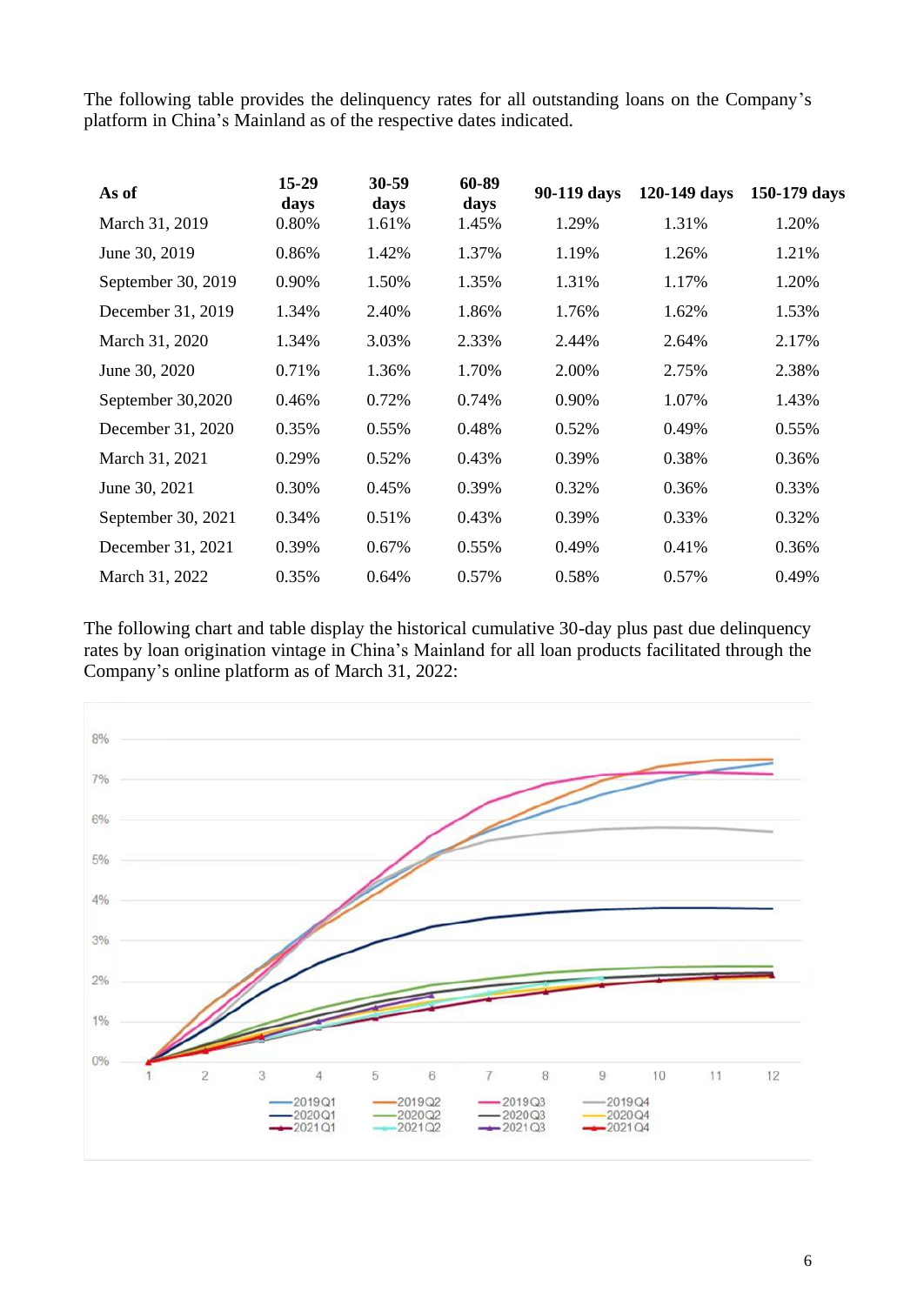The following table provides the delinquency rates for all outstanding loans on the Company's platform in China's Mainland as of the respective dates indicated.

| As of | 15-29 days | 30-59 days | 60-89 days | 90-119 days | 120-149 days | 150-179 days |
|---|---|---|---|---|---|---|
| March 31, 2019 | 0.80% | 1.61% | 1.45% | 1.29% | 1.31% | 1.20% |
| June 30, 2019 | 0.86% | 1.42% | 1.37% | 1.19% | 1.26% | 1.21% |
| September 30, 2019 | 0.90% | 1.50% | 1.35% | 1.31% | 1.17% | 1.20% |
| December 31, 2019 | 1.34% | 2.40% | 1.86% | 1.76% | 1.62% | 1.53% |
| March 31, 2020 | 1.34% | 3.03% | 2.33% | 2.44% | 2.64% | 2.17% |
| June 30, 2020 | 0.71% | 1.36% | 1.70% | 2.00% | 2.75% | 2.38% |
| September 30,2020 | 0.46% | 0.72% | 0.74% | 0.90% | 1.07% | 1.43% |
| December 31, 2020 | 0.35% | 0.55% | 0.48% | 0.52% | 0.49% | 0.55% |
| March 31, 2021 | 0.29% | 0.52% | 0.43% | 0.39% | 0.38% | 0.36% |
| June 30, 2021 | 0.30% | 0.45% | 0.39% | 0.32% | 0.36% | 0.33% |
| September 30, 2021 | 0.34% | 0.51% | 0.43% | 0.39% | 0.33% | 0.32% |
| December 31, 2021 | 0.39% | 0.67% | 0.55% | 0.49% | 0.41% | 0.36% |
| March 31, 2022 | 0.35% | 0.64% | 0.57% | 0.58% | 0.57% | 0.49% |

The following chart and table display the historical cumulative 30-day plus past due delinquency rates by loan origination vintage in China's Mainland for all loan products facilitated through the Company's online platform as of March 31, 2022:

8%
7%
6%
5%
4%
3%
2%
1%
0%

1 2 3 4 5 6 7 8 9 10 11 12

2019Q1 2019Q2 2019Q3 2019Q4
2020Q1 2020Q2 2020Q3 2020Q4
2021Q1 2021Q2 2021Q3 2021Q4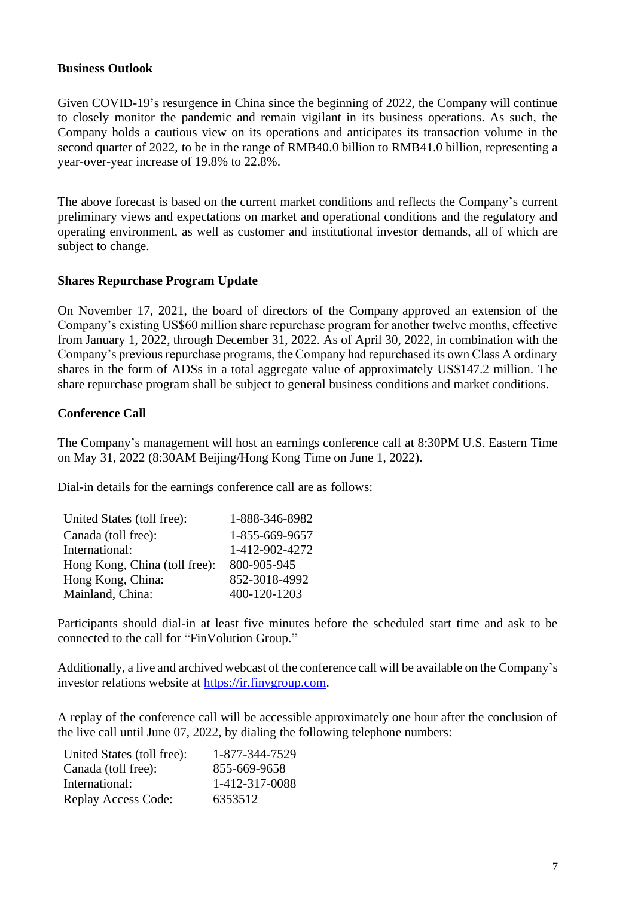**Business Outlook**

Given COVID-19's resurgence in China since the beginning of 2022, the Company will continue to closely monitor the pandemic and remain vigilant in its business operations. As such, the Company holds a cautious view on its operations and anticipates its transaction volume in the second quarter of 2022, to be in the range of RMB40.0 billion to RMB41.0 billion, representing a year-over-year increase of 19.8% to 22.8%.

The above forecast is based on the current market conditions and reflects the Company's current preliminary views and expectations on market and operational conditions and the regulatory and operating environment, as well as customer and institutional investor demands, all of which are subject to change.

**Shares Repurchase Program Update**

On November 17, 2021, the board of directors of the Company approved an extension of the Company's existing US$60 million share repurchase program for another twelve months, effective from January 1, 2022, through December 31, 2022. As of April 30, 2022, in combination with the Company's previous repurchase programs, the Company had repurchased its own Class A ordinary shares in the form of ADSs in a total aggregate value of approximately US$147.2 million. The share repurchase program shall be subject to general business conditions and market conditions.

**Conference Call**

The Company's management will host an earnings conference call at 8:30PM U.S. Eastern Time on May 31, 2022 (8:30AM Beijing/Hong Kong Time on June 1, 2022).

Dial-in details for the earnings conference call are as follows:

| | |
|---|---|
| United States (toll free): | 1-888-346-8982 |
| Canada (toll free): | 1-855-669-9657 |
| International: | 1-412-902-4272 |
| Hong Kong, China (toll free): | 800-905-945 |
| Hong Kong, China: | 852-3018-4992 |
| Mainland, China: | 400-120-1203 |

Participants should dial-in at least five minutes before the scheduled start time and ask to be connected to the call for "FinVolution Group."

Additionally, a live and archived webcast of the conference call will be available on the Company's investor relations website at https://ir.finvgroup.com.

A replay of the conference call will be accessible approximately one hour after the conclusion of the live call until June 07, 2022, by dialing the following telephone numbers:

| | |
|---|---|
| United States (toll free): | 1-877-344-7529 |
| Canada (toll free): | 855-669-9658 |
| International: | 1-412-317-0088 |
| Replay Access Code: | 6353512 |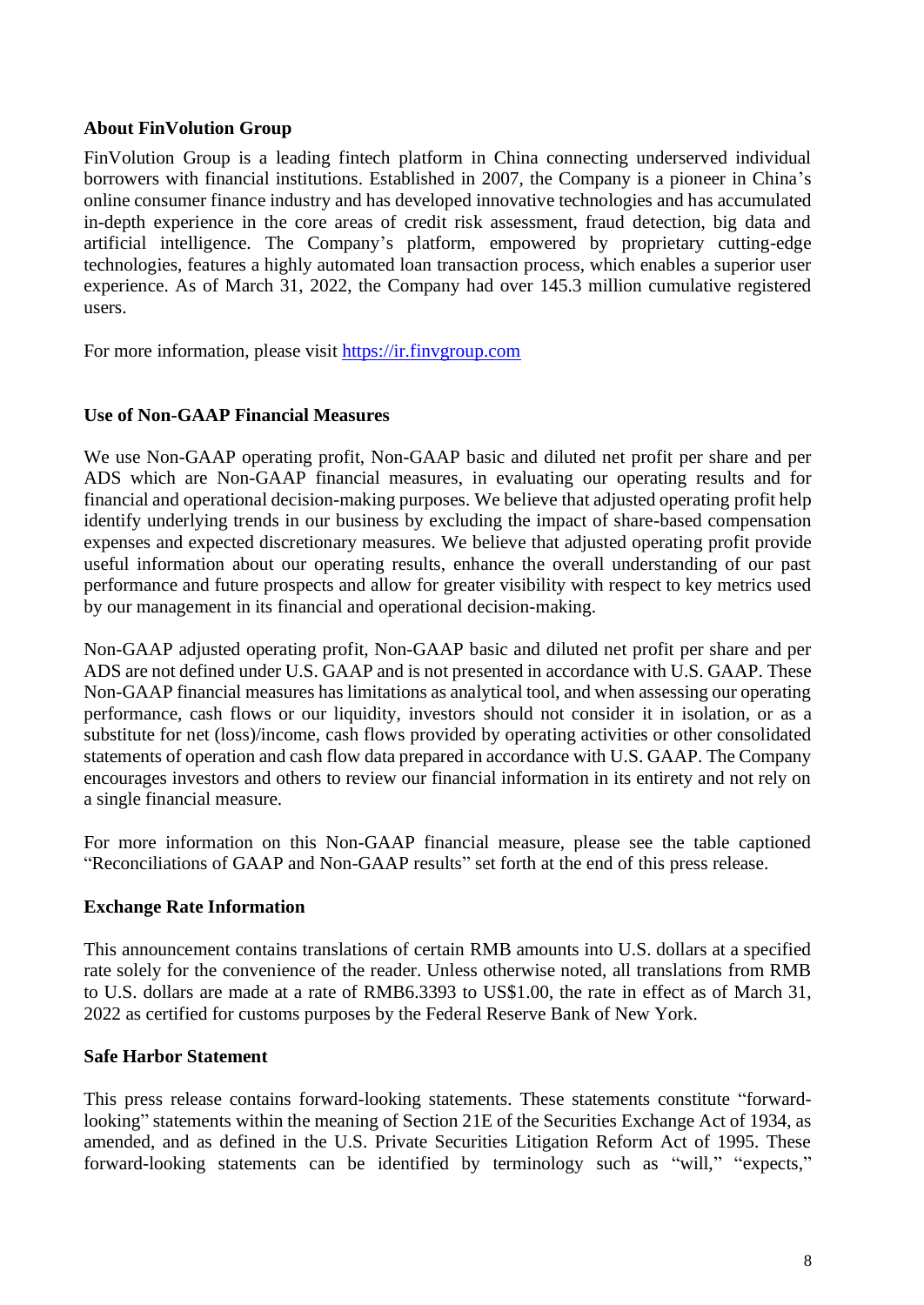**About FinVolution Group**

FinVolution Group is a leading fintech platform in China connecting underserved individual borrowers with financial institutions. Established in 2007, the Company is a pioneer in China's online consumer finance industry and has developed innovative technologies and has accumulated in-depth experience in the core areas of credit risk assessment, fraud detection, big data and artificial intelligence. The Company's platform, empowered by proprietary cutting-edge technologies, features a highly automated loan transaction process, which enables a superior user experience. As of March 31, 2022, the Company had over 145.3 million cumulative registered users.

For more information, please visit https://ir.finvgroup.com

**Use of Non-GAAP Financial Measures**

We use Non-GAAP operating profit, Non-GAAP basic and diluted net profit per share and per ADS which are Non-GAAP financial measures, in evaluating our operating results and for financial and operational decision-making purposes. We believe that adjusted operating profit help identify underlying trends in our business by excluding the impact of share-based compensation expenses and expected discretionary measures. We believe that adjusted operating profit provide useful information about our operating results, enhance the overall understanding of our past performance and future prospects and allow for greater visibility with respect to key metrics used by our management in its financial and operational decision-making.

Non-GAAP adjusted operating profit, Non-GAAP basic and diluted net profit per share and per ADS are not defined under U.S. GAAP and is not presented in accordance with U.S. GAAP. These Non-GAAP financial measures has limitations as analytical tool, and when assessing our operating performance, cash flows or our liquidity, investors should not consider it in isolation, or as a substitute for net (loss)/income, cash flows provided by operating activities or other consolidated statements of operation and cash flow data prepared in accordance with U.S. GAAP. The Company encourages investors and others to review our financial information in its entirety and not rely on a single financial measure.

For more information on this Non-GAAP financial measure, please see the table captioned "Reconciliations of GAAP and Non-GAAP results" set forth at the end of this press release.

**Exchange Rate Information**

This announcement contains translations of certain RMB amounts into U.S. dollars at a specified rate solely for the convenience of the reader. Unless otherwise noted, all translations from RMB to U.S. dollars are made at a rate of RMB6.3393 to US$1.00, the rate in effect as of March 31, 2022 as certified for customs purposes by the Federal Reserve Bank of New York.

**Safe Harbor Statement**

This press release contains forward-looking statements. These statements constitute "forward-looking" statements within the meaning of Section 21E of the Securities Exchange Act of 1934, as amended, and as defined in the U.S. Private Securities Litigation Reform Act of 1995. These forward-looking statements can be identified by terminology such as "will," "expects,"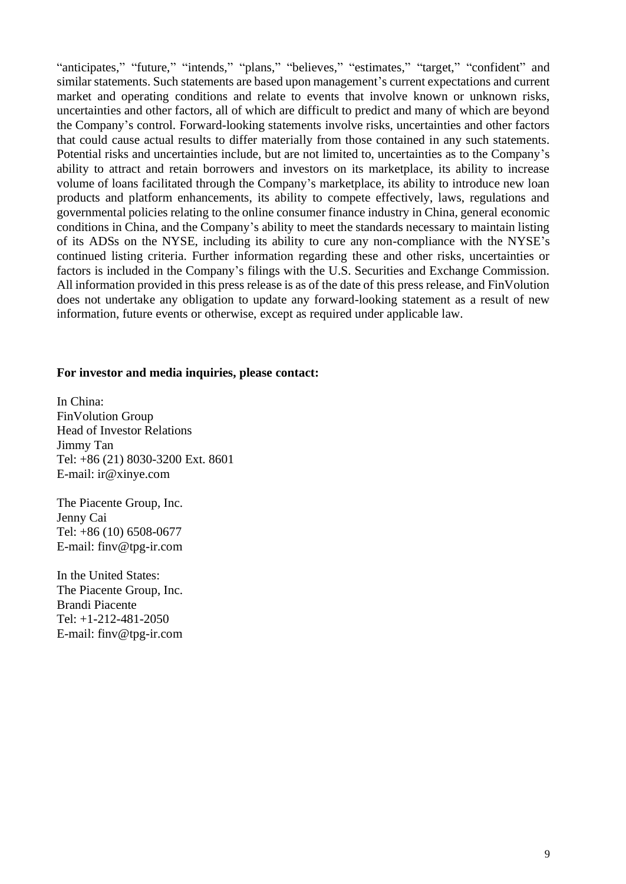"anticipates," "future," "intends," "plans," "believes," "estimates," "target," "confident" and similar statements. Such statements are based upon management's current expectations and current market and operating conditions and relate to events that involve known or unknown risks, uncertainties and other factors, all of which are difficult to predict and many of which are beyond the Company's control. Forward-looking statements involve risks, uncertainties and other factors that could cause actual results to differ materially from those contained in any such statements. Potential risks and uncertainties include, but are not limited to, uncertainties as to the Company's ability to attract and retain borrowers and investors on its marketplace, its ability to increase volume of loans facilitated through the Company's marketplace, its ability to introduce new loan products and platform enhancements, its ability to compete effectively, laws, regulations and governmental policies relating to the online consumer finance industry in China, general economic conditions in China, and the Company's ability to meet the standards necessary to maintain listing of its ADSs on the NYSE, including its ability to cure any non-compliance with the NYSE's continued listing criteria. Further information regarding these and other risks, uncertainties or factors is included in the Company's filings with the U.S. Securities and Exchange Commission. All information provided in this press release is as of the date of this press release, and FinVolution does not undertake any obligation to update any forward-looking statement as a result of new information, future events or otherwise, except as required under applicable law.

**For investor and media inquiries, please contact:**

In China:
FinVolution Group
Head of Investor Relations
Jimmy Tan
Tel: +86 (21) 8030-3200 Ext. 8601
E-mail: ir@xinye.com

The Piacente Group, Inc.
Jenny Cai
Tel: +86 (10) 6508-0677
E-mail: finv@tpg-ir.com

In the United States:
The Piacente Group, Inc.
Brandi Piacente
Tel: +1-212-481-2050
E-mail: finv@tpg-ir.com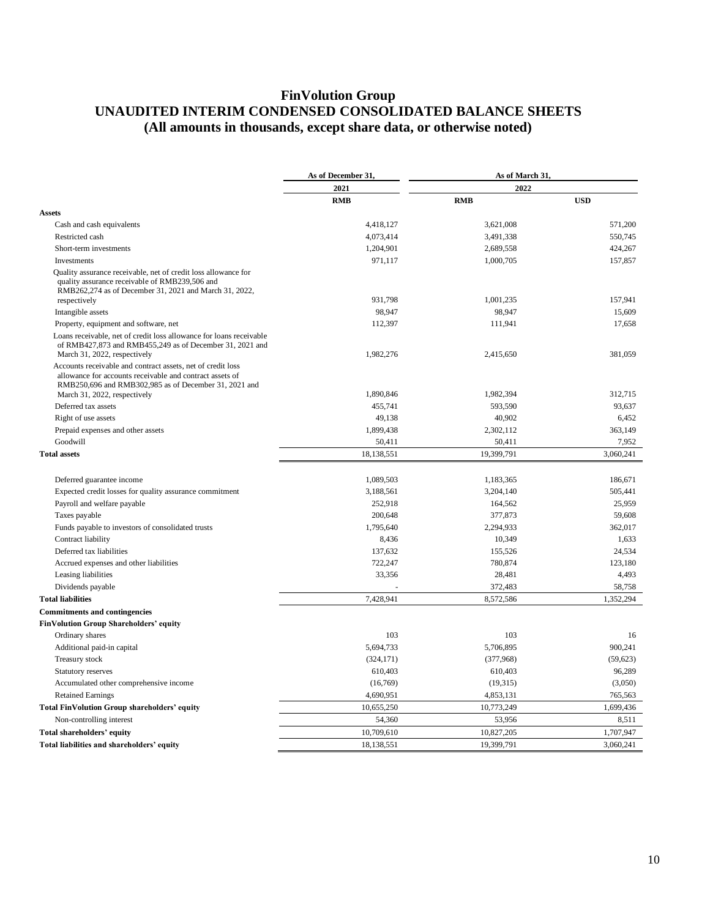# FinVolution Group

## UNAUDITED INTERIM CONDENSED CONSOLIDATED BALANCE SHEETS

### (All amounts in thousands, except share data, or otherwise noted)

| | As of December 31, | As of March 31, | |
|---|---|---|---|
| | 2021 | 2022 | |
| | RMB | RMB | USD |
| **Assets** | | | |
| Cash and cash equivalents | 4,418,127 | 3,621,008 | 571,200 |
| Restricted cash | 4,073,414 | 3,491,338 | 550,745 |
| Short-term investments | 1,204,901 | 2,689,558 | 424,267 |
| Investments | 971,117 | 1,000,705 | 157,857 |
| Quality assurance receivable, net of credit loss allowance for quality assurance receivable of RMB239,506 and RMB262,274 as of December 31, 2021 and March 31, 2022, respectively | 931,798 | 1,001,235 | 157,941 |
| Intangible assets | 98,947 | 98,947 | 15,609 |
| Property, equipment and software, net | 112,397 | 111,941 | 17,658 |
| Loans receivable, net of credit loss allowance for loans receivable of RMB427,873 and RMB455,249 as of December 31, 2021 and March 31, 2022, respectively | 1,982,276 | 2,415,650 | 381,059 |
| Accounts receivable and contract assets, net of credit loss allowance for accounts receivable and contract assets of RMB250,696 and RMB302,985 as of December 31, 2021 and March 31, 2022, respectively | 1,890,846 | 1,982,394 | 312,715 |
| Deferred tax assets | 455,741 | 593,590 | 93,637 |
| Right of use assets | 49,138 | 40,902 | 6,452 |
| Prepaid expenses and other assets | 1,899,438 | 2,302,112 | 363,149 |
| Goodwill | 50,411 | 50,411 | 7,952 |
| **Total assets** | 18,138,551 | 19,399,791 | 3,060,241 |
| Deferred guarantee income | 1,089,503 | 1,183,365 | 186,671 |
| Expected credit losses for quality assurance commitment | 3,188,561 | 3,204,140 | 505,441 |
| Payroll and welfare payable | 252,918 | 164,562 | 25,959 |
| Taxes payable | 200,648 | 377,873 | 59,608 |
| Funds payable to investors of consolidated trusts | 1,795,640 | 2,294,933 | 362,017 |
| Contract liability | 8,436 | 10,349 | 1,633 |
| Deferred tax liabilities | 137,632 | 155,526 | 24,534 |
| Accrued expenses and other liabilities | 722,247 | 780,874 | 123,180 |
| Leasing liabilities | 33,356 | 28,481 | 4,493 |
| Dividends payable | - | 372,483 | 58,758 |
| **Total liabilities** | 7,428,941 | 8,572,586 | 1,352,294 |
| **Commitments and contingencies** | | | |
| **FinVolution Group Shareholders' equity** | | | |
| Ordinary shares | 103 | 103 | 16 |
| Additional paid-in capital | 5,694,733 | 5,706,895 | 900,241 |
| Treasury stock | (324,171) | (377,968) | (59,623) |
| Statutory reserves | 610,403 | 610,403 | 96,289 |
| Accumulated other comprehensive income | (16,769) | (19,315) | (3,050) |
| Retained Earnings | 4,690,951 | 4,853,131 | 765,563 |
| **Total FinVolution Group shareholders' equity** | 10,655,250 | 10,773,249 | 1,699,436 |
| Non-controlling interest | 54,360 | 53,956 | 8,511 |
| **Total shareholders' equity** | 10,709,610 | 10,827,205 | 1,707,947 |
| **Total liabilities and shareholders' equity** | 18,138,551 | 19,399,791 | 3,060,241 |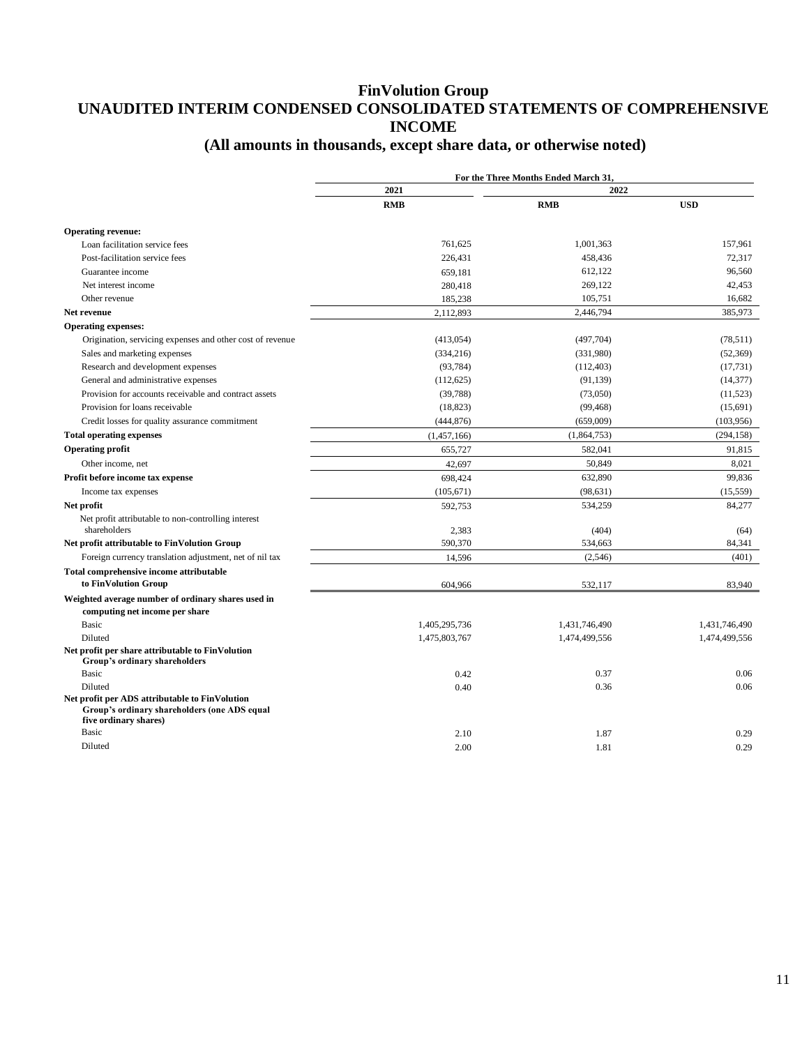# FinVolution Group
## UNAUDITED INTERIM CONDENSED CONSOLIDATED STATEMENTS OF COMPREHENSIVE INCOME
### (All amounts in thousands, except share data, or otherwise noted)

| | For the Three Months Ended March 31, | | |
|---|---|---|---|
| | 2021 | 2022 | |
| | RMB | RMB | USD |
| **Operating revenue:** | | | |
| Loan facilitation service fees | 761,625 | 1,001,363 | 157,961 |
| Post-facilitation service fees | 226,431 | 458,436 | 72,317 |
| Guarantee income | 659,181 | 612,122 | 96,560 |
| Net interest income | 280,418 | 269,122 | 42,453 |
| Other revenue | 185,238 | 105,751 | 16,682 |
| **Net revenue** | 2,112,893 | 2,446,794 | 385,973 |
| **Operating expenses:** | | | |
| Origination, servicing expenses and other cost of revenue | (413,054) | (497,704) | (78,511) |
| Sales and marketing expenses | (334,216) | (331,980) | (52,369) |
| Research and development expenses | (93,784) | (112,403) | (17,731) |
| General and administrative expenses | (112,625) | (91,139) | (14,377) |
| Provision for accounts receivable and contract assets | (39,788) | (73,050) | (11,523) |
| Provision for loans receivable | (18,823) | (99,468) | (15,691) |
| Credit losses for quality assurance commitment | (444,876) | (659,009) | (103,956) |
| **Total operating expenses** | (1,457,166) | (1,864,753) | (294,158) |
| **Operating profit** | 655,727 | 582,041 | 91,815 |
| Other income, net | 42,697 | 50,849 | 8,021 |
| **Profit before income tax expense** | 698,424 | 632,890 | 99,836 |
| Income tax expenses | (105,671) | (98,631) | (15,559) |
| **Net profit** | 592,753 | 534,259 | 84,277 |
| Net profit attributable to non-controlling interest shareholders | 2,383 | (404) | (64) |
| **Net profit attributable to FinVolution Group** | 590,370 | 534,663 | 84,341 |
| Foreign currency translation adjustment, net of nil tax | 14,596 | (2,546) | (401) |
| **Total comprehensive income attributable to FinVolution Group** | 604,966 | 532,117 | 83,940 |
| **Weighted average number of ordinary shares used in computing net income per share** | | | |
| Basic | 1,405,295,736 | 1,431,746,490 | 1,431,746,490 |
| Diluted | 1,475,803,767 | 1,474,499,556 | 1,474,499,556 |
| **Net profit per share attributable to FinVolution Group's ordinary shareholders** | | | |
| Basic | 0.42 | 0.37 | 0.06 |
| Diluted | 0.40 | 0.36 | 0.06 |
| **Net profit per ADS attributable to FinVolution Group's ordinary shareholders (one ADS equal five ordinary shares)** | | | |
| Basic | 2.10 | 1.87 | 0.29 |
| Diluted | 2.00 | 1.81 | 0.29 |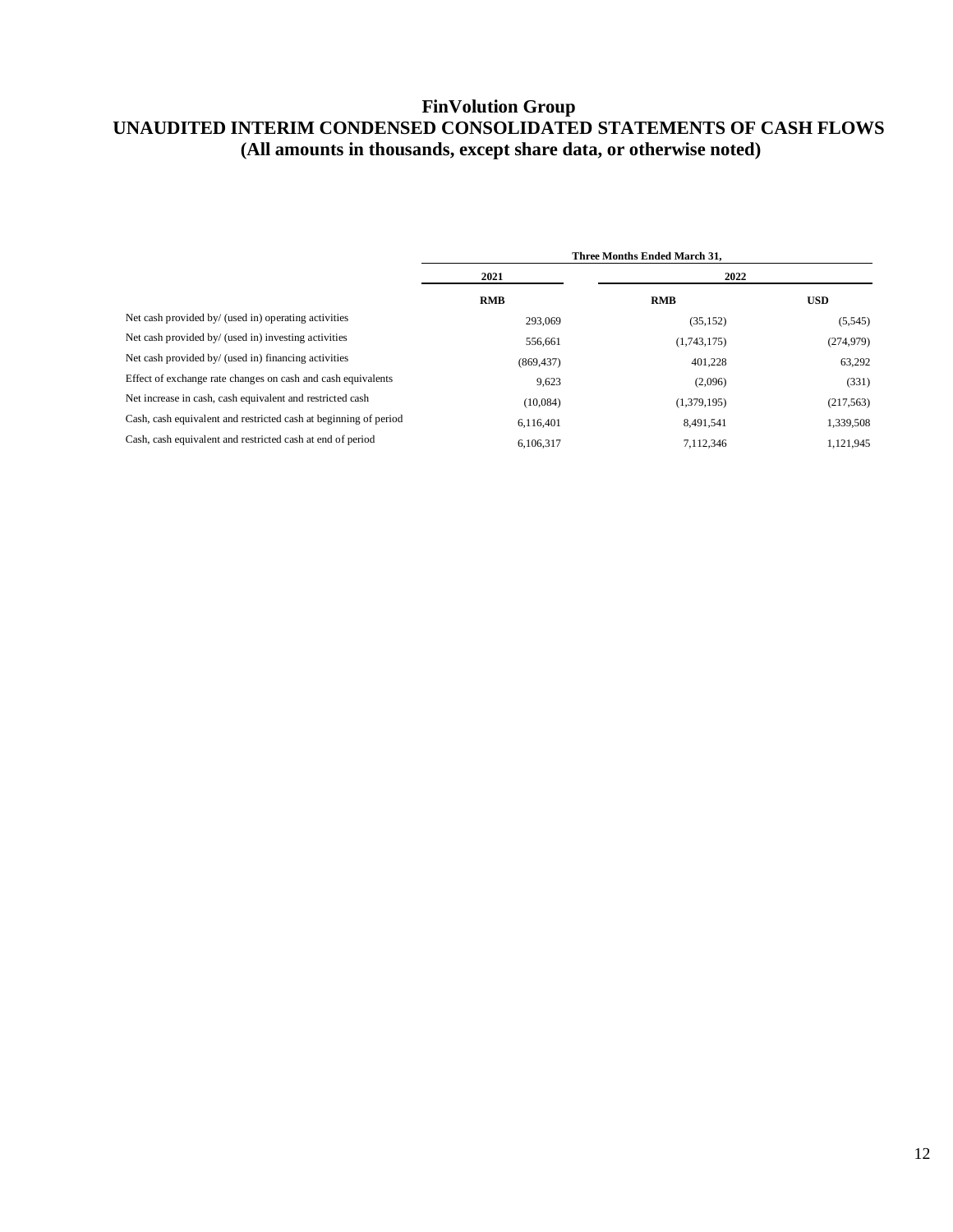# FinVolution Group

## UNAUDITED INTERIM CONDENSED CONSOLIDATED STATEMENTS OF CASH FLOWS

### (All amounts in thousands, except share data, or otherwise noted)

| | Three Months Ended March 31, | | |
|---|---|---|---|
| | 2021 | 2022 | |
| | RMB | RMB | USD |
| Net cash provided by/ (used in) operating activities | 293,069 | (35,152) | (5,545) |
| Net cash provided by/ (used in) investing activities | 556,661 | (1,743,175) | (274,979) |
| Net cash provided by/ (used in) financing activities | (869,437) | 401,228 | 63,292 |
| Effect of exchange rate changes on cash and cash equivalents | 9,623 | (2,096) | (331) |
| Net increase in cash, cash equivalent and restricted cash | (10,084) | (1,379,195) | (217,563) |
| Cash, cash equivalent and restricted cash at beginning of period | 6,116,401 | 8,491,541 | 1,339,508 |
| Cash, cash equivalent and restricted cash at end of period | 6,106,317 | 7,112,346 | 1,121,945 |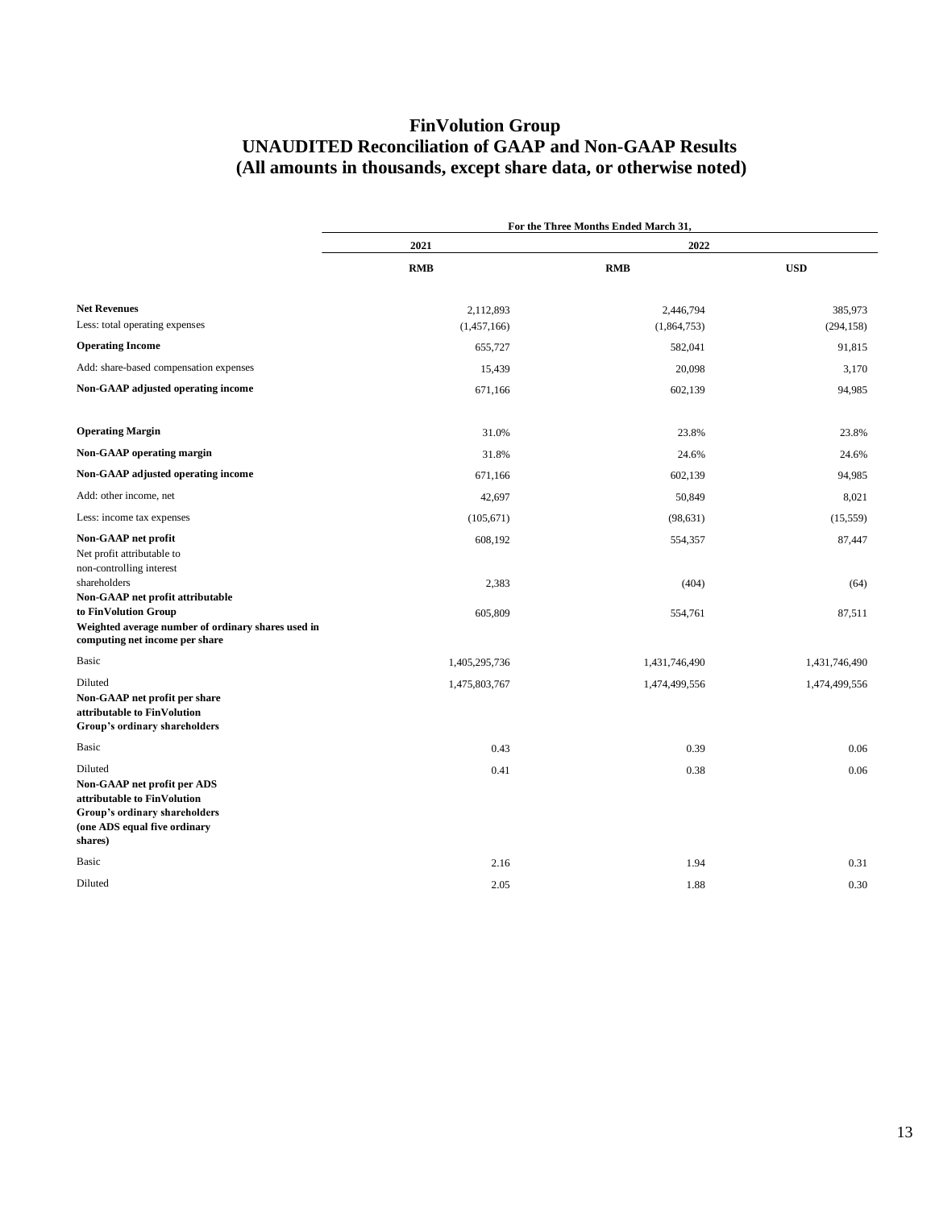# FinVolution Group
## UNAUDITED Reconciliation of GAAP and Non-GAAP Results
### (All amounts in thousands, except share data, or otherwise noted)

| | For the Three Months Ended March 31, | | |
|---|---|---|---|
| | 2021 | 2022 | |
| | RMB | RMB | USD |
| **Net Revenues** | 2,112,893 | 2,446,794 | 385,973 |
| Less: total operating expenses | (1,457,166) | (1,864,753) | (294,158) |
| **Operating Income** | 655,727 | 582,041 | 91,815 |
| Add: share-based compensation expenses | 15,439 | 20,098 | 3,170 |
| **Non-GAAP adjusted operating income** | 671,166 | 602,139 | 94,985 |
| **Operating Margin** | 31.0% | 23.8% | 23.8% |
| **Non-GAAP operating margin** | 31.8% | 24.6% | 24.6% |
| **Non-GAAP adjusted operating income** | 671,166 | 602,139 | 94,985 |
| Add: other income, net | 42,697 | 50,849 | 8,021 |
| Less: income tax expenses | (105,671) | (98,631) | (15,559) |
| **Non-GAAP net profit** | 608,192 | 554,357 | 87,447 |
| Net profit attributable to non-controlling interest shareholders | 2,383 | (404) | (64) |
| **Non-GAAP net profit attributable to FinVolution Group** | 605,809 | 554,761 | 87,511 |
| **Weighted average number of ordinary shares used in computing net income per share** | | | |
| Basic | 1,405,295,736 | 1,431,746,490 | 1,431,746,490 |
| Diluted | 1,475,803,767 | 1,474,499,556 | 1,474,499,556 |
| **Non-GAAP net profit per share attributable to FinVolution Group's ordinary shareholders** | | | |
| Basic | 0.43 | 0.39 | 0.06 |
| Diluted | 0.41 | 0.38 | 0.06 |
| **Non-GAAP net profit per ADS attributable to FinVolution Group's ordinary shareholders (one ADS equal five ordinary shares)** | | | |
| Basic | 2.16 | 1.94 | 0.31 |
| Diluted | 2.05 | 1.88 | 0.30 |